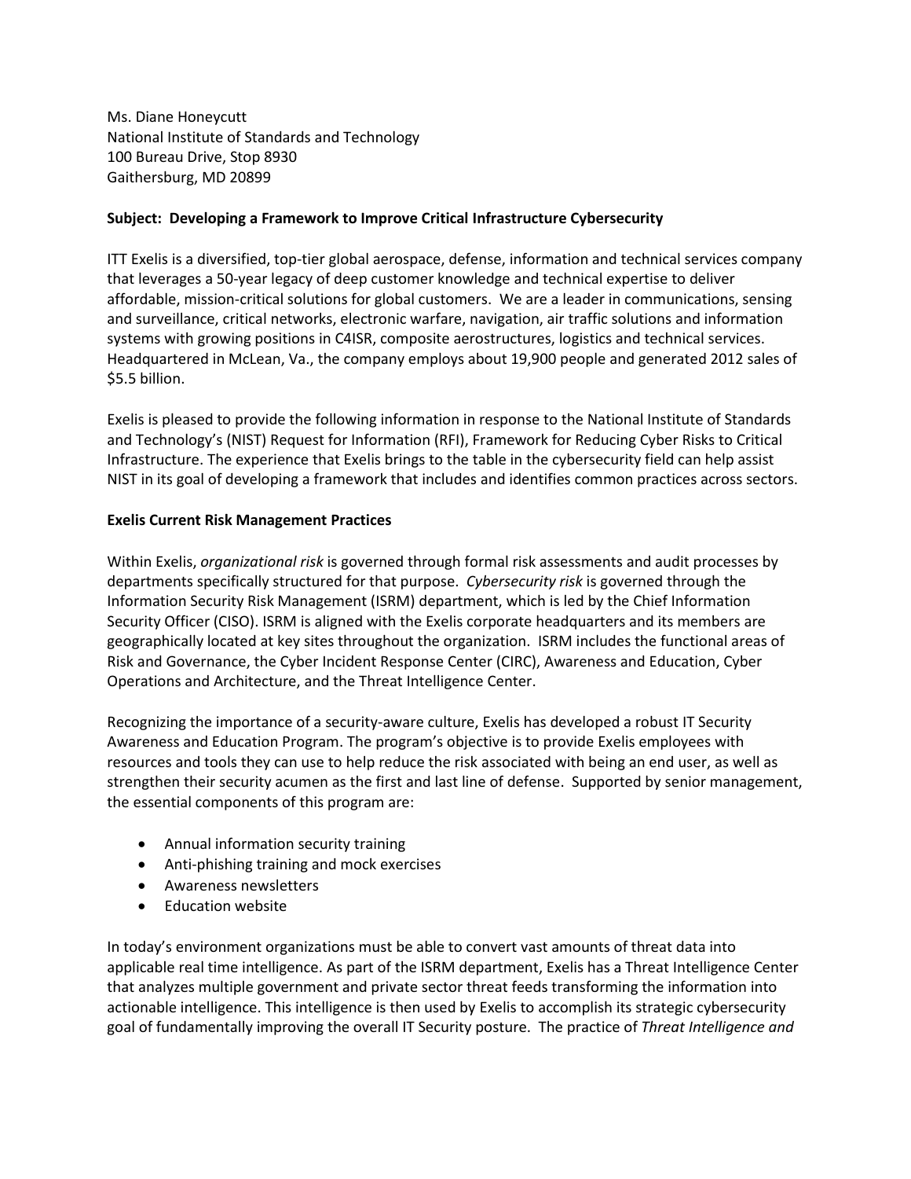Ms. Diane Honeycutt
National Institute of Standards and Technology
100 Bureau Drive, Stop 8930
Gaithersburg, MD 20899

**Subject: Developing a Framework to Improve Critical Infrastructure Cybersecurity**

ITT Exelis is a diversified, top-tier global aerospace, defense, information and technical services company that leverages a 50-year legacy of deep customer knowledge and technical expertise to deliver affordable, mission-critical solutions for global customers. We are a leader in communications, sensing and surveillance, critical networks, electronic warfare, navigation, air traffic solutions and information systems with growing positions in C4ISR, composite aerostructures, logistics and technical services. Headquartered in McLean, Va., the company employs about 19,900 people and generated 2012 sales of $5.5 billion.

Exelis is pleased to provide the following information in response to the National Institute of Standards and Technology's (NIST) Request for Information (RFI), Framework for Reducing Cyber Risks to Critical Infrastructure. The experience that Exelis brings to the table in the cybersecurity field can help assist NIST in its goal of developing a framework that includes and identifies common practices across sectors.

**Exelis Current Risk Management Practices**

Within Exelis, *organizational risk* is governed through formal risk assessments and audit processes by departments specifically structured for that purpose. *Cybersecurity risk* is governed through the Information Security Risk Management (ISRM) department, which is led by the Chief Information Security Officer (CISO). ISRM is aligned with the Exelis corporate headquarters and its members are geographically located at key sites throughout the organization. ISRM includes the functional areas of Risk and Governance, the Cyber Incident Response Center (CIRC), Awareness and Education, Cyber Operations and Architecture, and the Threat Intelligence Center.

Recognizing the importance of a security-aware culture, Exelis has developed a robust IT Security Awareness and Education Program. The program's objective is to provide Exelis employees with resources and tools they can use to help reduce the risk associated with being an end user, as well as strengthen their security acumen as the first and last line of defense. Supported by senior management, the essential components of this program are:

- Annual information security training
- Anti-phishing training and mock exercises
- Awareness newsletters
- Education website

In today's environment organizations must be able to convert vast amounts of threat data into applicable real time intelligence. As part of the ISRM department, Exelis has a Threat Intelligence Center that analyzes multiple government and private sector threat feeds transforming the information into actionable intelligence. This intelligence is then used by Exelis to accomplish its strategic cybersecurity goal of fundamentally improving the overall IT Security posture. The practice of *Threat Intelligence and*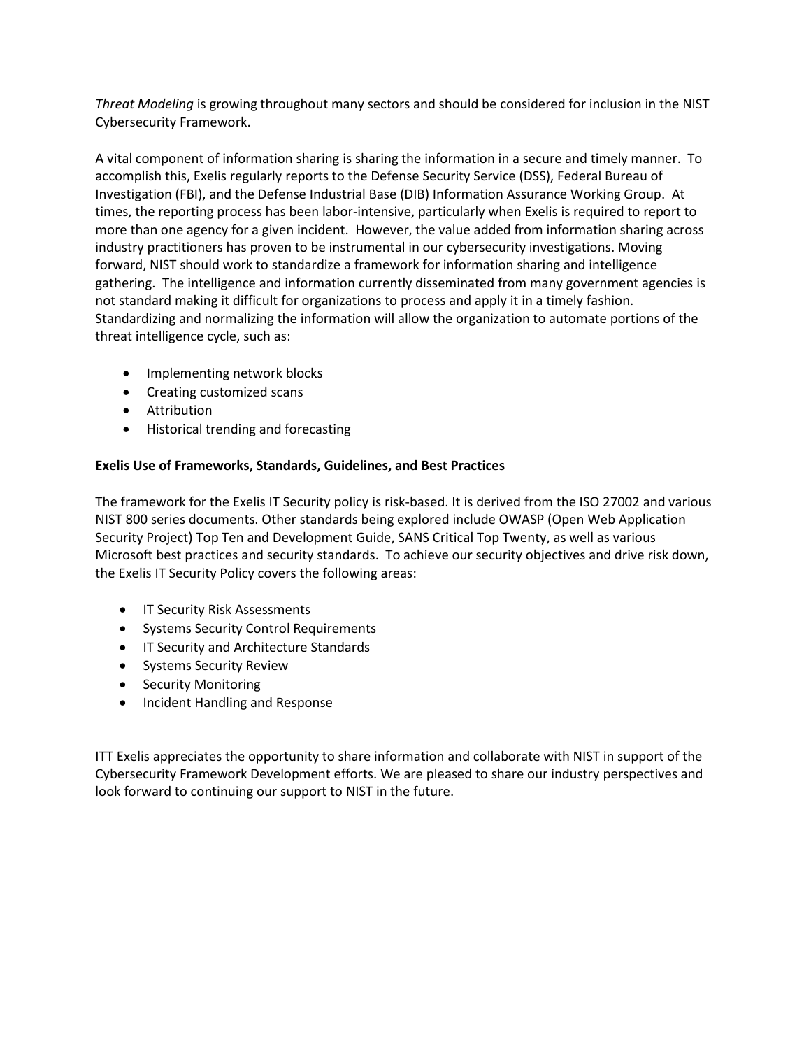*Threat Modeling* is growing throughout many sectors and should be considered for inclusion in the NIST Cybersecurity Framework.

A vital component of information sharing is sharing the information in a secure and timely manner. To accomplish this, Exelis regularly reports to the Defense Security Service (DSS), Federal Bureau of Investigation (FBI), and the Defense Industrial Base (DIB) Information Assurance Working Group. At times, the reporting process has been labor-intensive, particularly when Exelis is required to report to more than one agency for a given incident. However, the value added from information sharing across industry practitioners has proven to be instrumental in our cybersecurity investigations. Moving forward, NIST should work to standardize a framework for information sharing and intelligence gathering. The intelligence and information currently disseminated from many government agencies is not standard making it difficult for organizations to process and apply it in a timely fashion. Standardizing and normalizing the information will allow the organization to automate portions of the threat intelligence cycle, such as:

- Implementing network blocks
- Creating customized scans
- Attribution
- Historical trending and forecasting

**Exelis Use of Frameworks, Standards, Guidelines, and Best Practices**

The framework for the Exelis IT Security policy is risk-based. It is derived from the ISO 27002 and various NIST 800 series documents. Other standards being explored include OWASP (Open Web Application Security Project) Top Ten and Development Guide, SANS Critical Top Twenty, as well as various Microsoft best practices and security standards. To achieve our security objectives and drive risk down, the Exelis IT Security Policy covers the following areas:

- IT Security Risk Assessments
- Systems Security Control Requirements
- IT Security and Architecture Standards
- Systems Security Review
- Security Monitoring
- Incident Handling and Response

ITT Exelis appreciates the opportunity to share information and collaborate with NIST in support of the Cybersecurity Framework Development efforts. We are pleased to share our industry perspectives and look forward to continuing our support to NIST in the future.